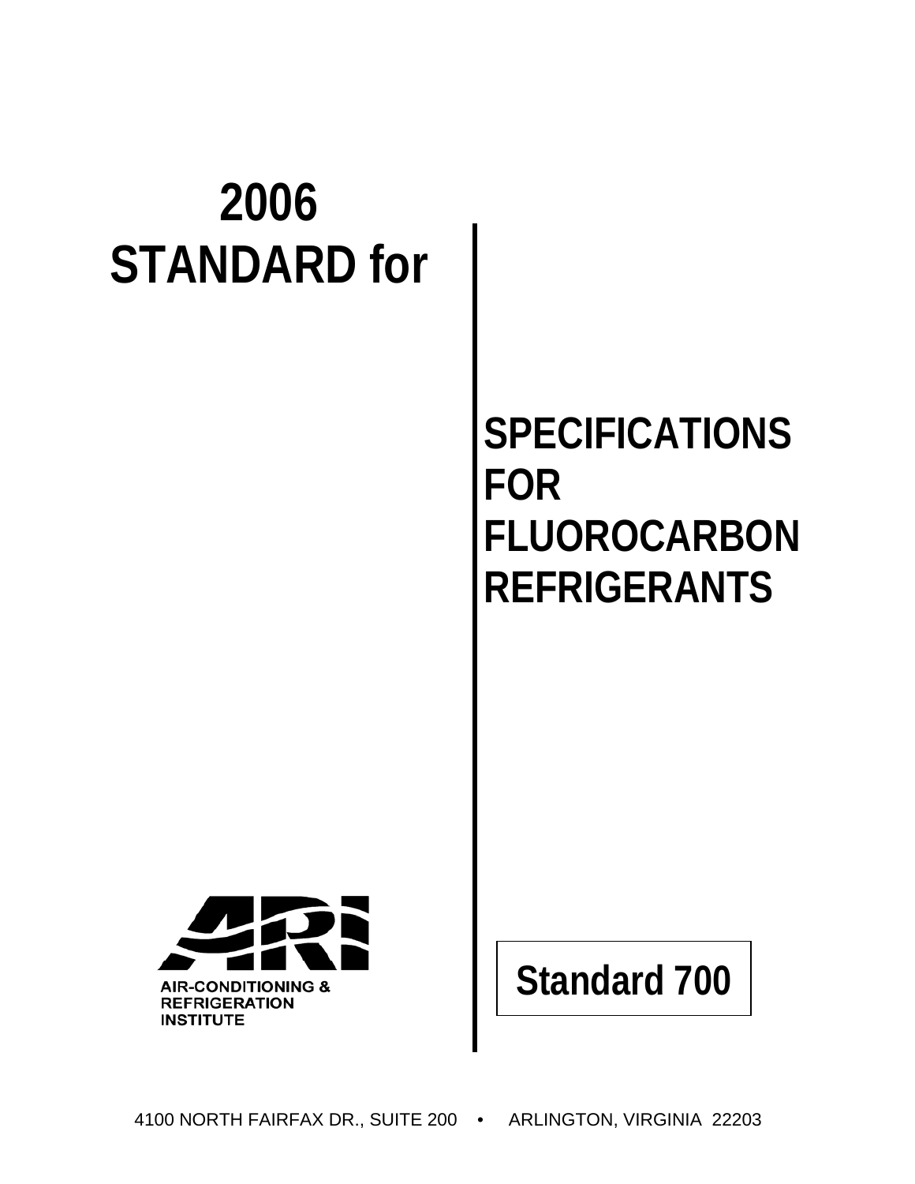# 2006 STANDARD for

# SPECIFICATIONS FOR FLUOROCARBON REFRIGERANTS

AIR-CONDITIONING & REFRIGERATION INSTITUTE

**Standard 700**

4100 NORTH FAIRFAX DR., SUITE 200 • ARLINGTON, VIRGINIA 22203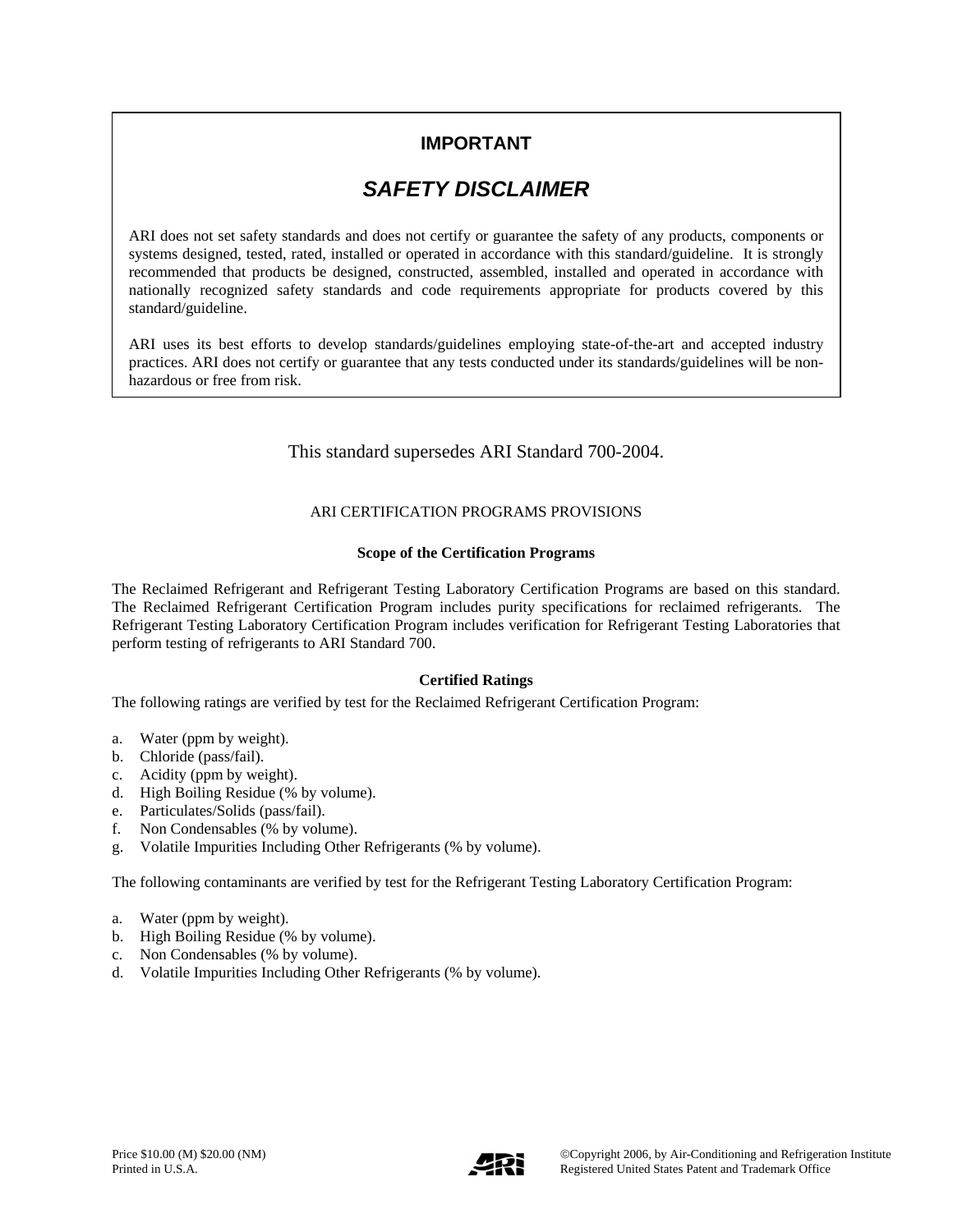## IMPORTANT

### *SAFETY DISCLAIMER*

ARI does not set safety standards and does not certify or guarantee the safety of any products, components or systems designed, tested, rated, installed or operated in accordance with this standard/guideline. It is strongly recommended that products be designed, constructed, assembled, installed and operated in accordance with nationally recognized safety standards and code requirements appropriate for products covered by this standard/guideline.

ARI uses its best efforts to develop standards/guidelines employing state-of-the-art and accepted industry practices. ARI does not certify or guarantee that any tests conducted under its standards/guidelines will be non-hazardous or free from risk.

This standard supersedes ARI Standard 700-2004.

ARI CERTIFICATION PROGRAMS PROVISIONS

**Scope of the Certification Programs**

The Reclaimed Refrigerant and Refrigerant Testing Laboratory Certification Programs are based on this standard. The Reclaimed Refrigerant Certification Program includes purity specifications for reclaimed refrigerants. The Refrigerant Testing Laboratory Certification Program includes verification for Refrigerant Testing Laboratories that perform testing of refrigerants to ARI Standard 700.

**Certified Ratings**

The following ratings are verified by test for the Reclaimed Refrigerant Certification Program:

a. Water (ppm by weight).
b. Chloride (pass/fail).
c. Acidity (ppm by weight).
d. High Boiling Residue (% by volume).
e. Particulates/Solids (pass/fail).
f. Non Condensables (% by volume).
g. Volatile Impurities Including Other Refrigerants (% by volume).

The following contaminants are verified by test for the Refrigerant Testing Laboratory Certification Program:

a. Water (ppm by weight).
b. High Boiling Residue (% by volume).
c. Non Condensables (% by volume).
d. Volatile Impurities Including Other Refrigerants (% by volume).

Price $10.00 (M) $20.00 (NM)
Printed in U.S.A.

©Copyright 2006, by Air-Conditioning and Refrigeration Institute
Registered United States Patent and Trademark Office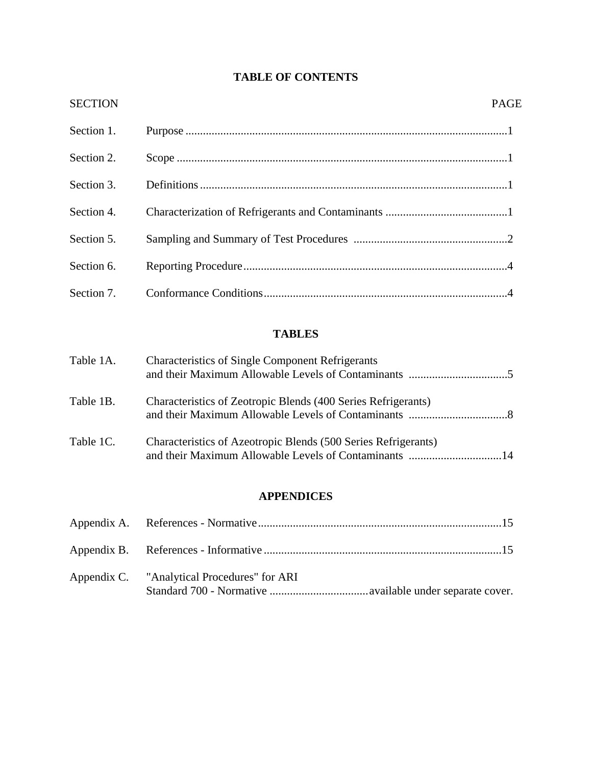# TABLE OF CONTENTS

| SECTION | | PAGE |
|---|---|---|
| Section 1. | Purpose | 1 |
| Section 2. | Scope | 1 |
| Section 3. | Definitions | 1 |
| Section 4. | Characterization of Refrigerants and Contaminants | 1 |
| Section 5. | Sampling and Summary of Test Procedures | 2 |
| Section 6. | Reporting Procedure | 4 |
| Section 7. | Conformance Conditions | 4 |

## TABLES

| | | |
|---|---|---|
| Table 1A. | Characteristics of Single Component Refrigerants and their Maximum Allowable Levels of Contaminants | 5 |
| Table 1B. | Characteristics of Zeotropic Blends (400 Series Refrigerants) and their Maximum Allowable Levels of Contaminants | 8 |
| Table 1C. | Characteristics of Azeotropic Blends (500 Series Refrigerants) and their Maximum Allowable Levels of Contaminants | 14 |

## APPENDICES

| | | |
|---|---|---|
| Appendix A. | References - Normative | 15 |
| Appendix B. | References - Informative | 15 |
| Appendix C. | "Analytical Procedures" for ARI Standard 700 - Normative | available under separate cover. |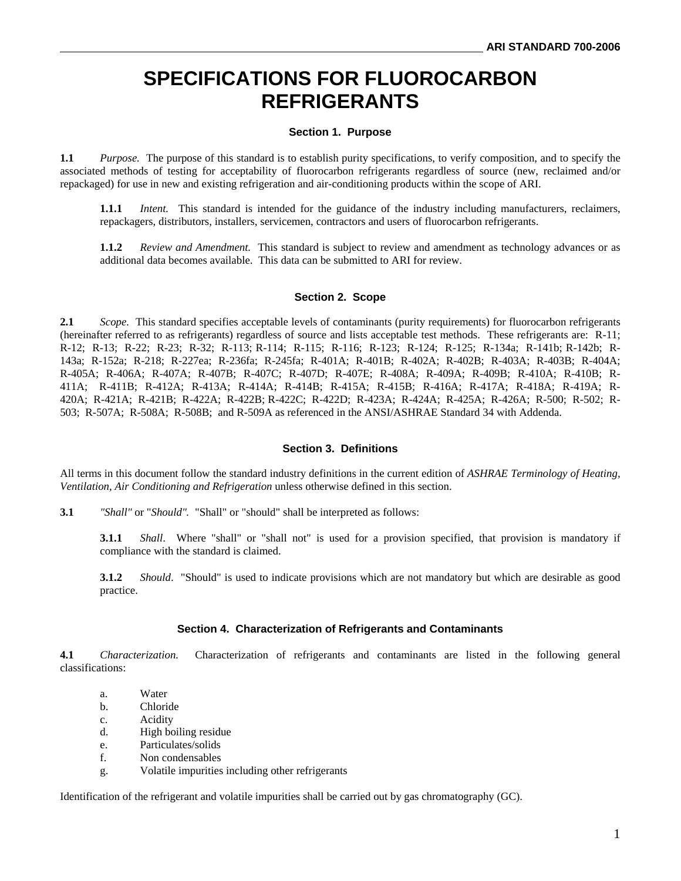# SPECIFICATIONS FOR FLUOROCARBON REFRIGERANTS

## Section 1. Purpose

**1.1** *Purpose.* The purpose of this standard is to establish purity specifications, to verify composition, and to specify the associated methods of testing for acceptability of fluorocarbon refrigerants regardless of source (new, reclaimed and/or repackaged) for use in new and existing refrigeration and air-conditioning products within the scope of ARI.

**1.1.1** *Intent.* This standard is intended for the guidance of the industry including manufacturers, reclaimers, repackagers, distributors, installers, servicemen, contractors and users of fluorocarbon refrigerants.

**1.1.2** *Review and Amendment.* This standard is subject to review and amendment as technology advances or as additional data becomes available. This data can be submitted to ARI for review.

## Section 2. Scope

**2.1** *Scope.* This standard specifies acceptable levels of contaminants (purity requirements) for fluorocarbon refrigerants (hereinafter referred to as refrigerants) regardless of source and lists acceptable test methods. These refrigerants are: R-11; R-12; R-13; R-22; R-23; R-32; R-113; R-114; R-115; R-116; R-123; R-124; R-125; R-134a; R-141b; R-142b; R-143a; R-152a; R-218; R-227ea; R-236fa; R-245fa; R-401A; R-401B; R-402A; R-402B; R-403A; R-403B; R-404A; R-405A; R-406A; R-407A; R-407B; R-407C; R-407D; R-407E; R-408A; R-409A; R-409B; R-410A; R-410B; R-411A; R-411B; R-412A; R-413A; R-414A; R-414B; R-415A; R-415B; R-416A; R-417A; R-418A; R-419A; R-420A; R-421A; R-421B; R-422A; R-422B; R-422C; R-422D; R-423A; R-424A; R-425A; R-426A; R-500; R-502; R-503; R-507A; R-508A; R-508B; and R-509A as referenced in the ANSI/ASHRAE Standard 34 with Addenda.

## Section 3. Definitions

All terms in this document follow the standard industry definitions in the current edition of *ASHRAE Terminology of Heating, Ventilation, Air Conditioning and Refrigeration* unless otherwise defined in this section.

**3.1** *"Shall"* or "*Should".* "Shall" or "should" shall be interpreted as follows:

**3.1.1** *Shall*. Where "shall" or "shall not" is used for a provision specified, that provision is mandatory if compliance with the standard is claimed.

**3.1.2** *Should*. "Should" is used to indicate provisions which are not mandatory but which are desirable as good practice.

## Section 4. Characterization of Refrigerants and Contaminants

**4.1** *Characterization.* Characterization of refrigerants and contaminants are listed in the following general classifications:

a. Water
b. Chloride
c. Acidity
d. High boiling residue
e. Particulates/solids
f. Non condensables
g. Volatile impurities including other refrigerants

Identification of the refrigerant and volatile impurities shall be carried out by gas chromatography (GC).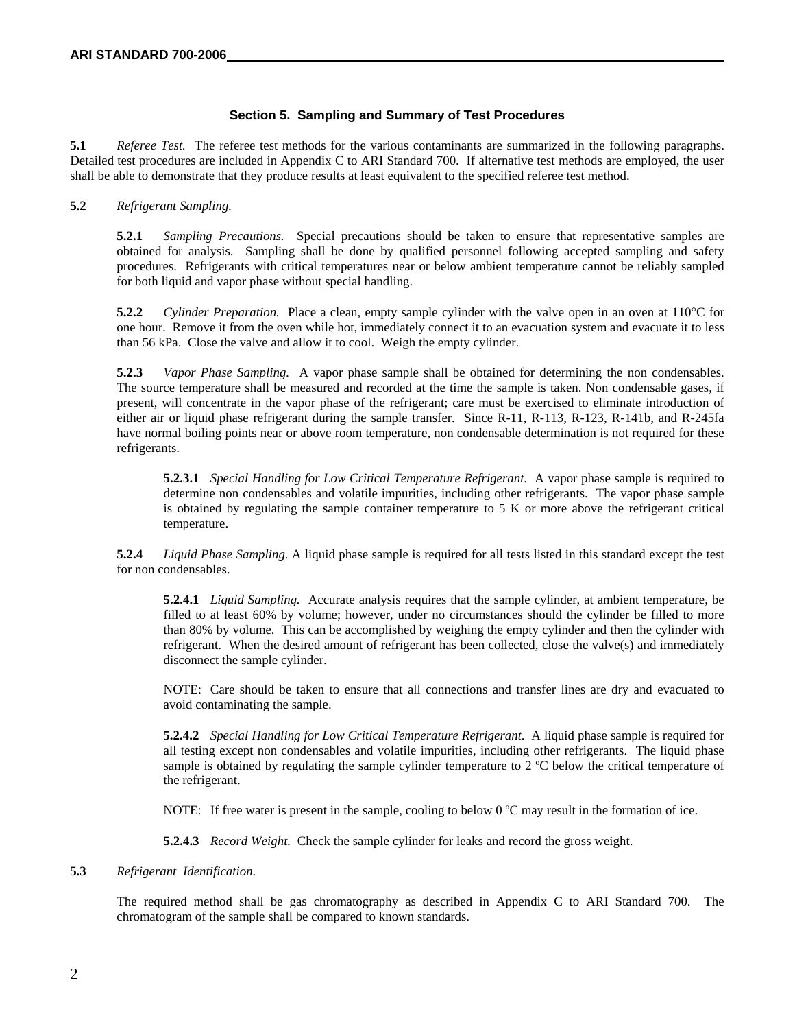## Section 5. Sampling and Summary of Test Procedures

**5.1** *Referee Test.* The referee test methods for the various contaminants are summarized in the following paragraphs. Detailed test procedures are included in Appendix C to ARI Standard 700. If alternative test methods are employed, the user shall be able to demonstrate that they produce results at least equivalent to the specified referee test method.

**5.2** *Refrigerant Sampling.*

**5.2.1** *Sampling Precautions.* Special precautions should be taken to ensure that representative samples are obtained for analysis. Sampling shall be done by qualified personnel following accepted sampling and safety procedures. Refrigerants with critical temperatures near or below ambient temperature cannot be reliably sampled for both liquid and vapor phase without special handling.

**5.2.2** *Cylinder Preparation.* Place a clean, empty sample cylinder with the valve open in an oven at 110°C for one hour. Remove it from the oven while hot, immediately connect it to an evacuation system and evacuate it to less than 56 kPa. Close the valve and allow it to cool. Weigh the empty cylinder.

**5.2.3** *Vapor Phase Sampling.* A vapor phase sample shall be obtained for determining the non condensables. The source temperature shall be measured and recorded at the time the sample is taken. Non condensable gases, if present, will concentrate in the vapor phase of the refrigerant; care must be exercised to eliminate introduction of either air or liquid phase refrigerant during the sample transfer. Since R-11, R-113, R-123, R-141b, and R-245fa have normal boiling points near or above room temperature, non condensable determination is not required for these refrigerants.

**5.2.3.1** *Special Handling for Low Critical Temperature Refrigerant.* A vapor phase sample is required to determine non condensables and volatile impurities, including other refrigerants. The vapor phase sample is obtained by regulating the sample container temperature to 5 K or more above the refrigerant critical temperature.

**5.2.4** *Liquid Phase Sampling.* A liquid phase sample is required for all tests listed in this standard except the test for non condensables.

**5.2.4.1** *Liquid Sampling.* Accurate analysis requires that the sample cylinder, at ambient temperature, be filled to at least 60% by volume; however, under no circumstances should the cylinder be filled to more than 80% by volume. This can be accomplished by weighing the empty cylinder and then the cylinder with refrigerant. When the desired amount of refrigerant has been collected, close the valve(s) and immediately disconnect the sample cylinder.

NOTE: Care should be taken to ensure that all connections and transfer lines are dry and evacuated to avoid contaminating the sample.

**5.2.4.2** *Special Handling for Low Critical Temperature Refrigerant.* A liquid phase sample is required for all testing except non condensables and volatile impurities, including other refrigerants. The liquid phase sample is obtained by regulating the sample cylinder temperature to 2 ºC below the critical temperature of the refrigerant.

NOTE: If free water is present in the sample, cooling to below 0 ºC may result in the formation of ice.

**5.2.4.3** *Record Weight.* Check the sample cylinder for leaks and record the gross weight.

**5.3** *Refrigerant Identification.*

The required method shall be gas chromatography as described in Appendix C to ARI Standard 700. The chromatogram of the sample shall be compared to known standards.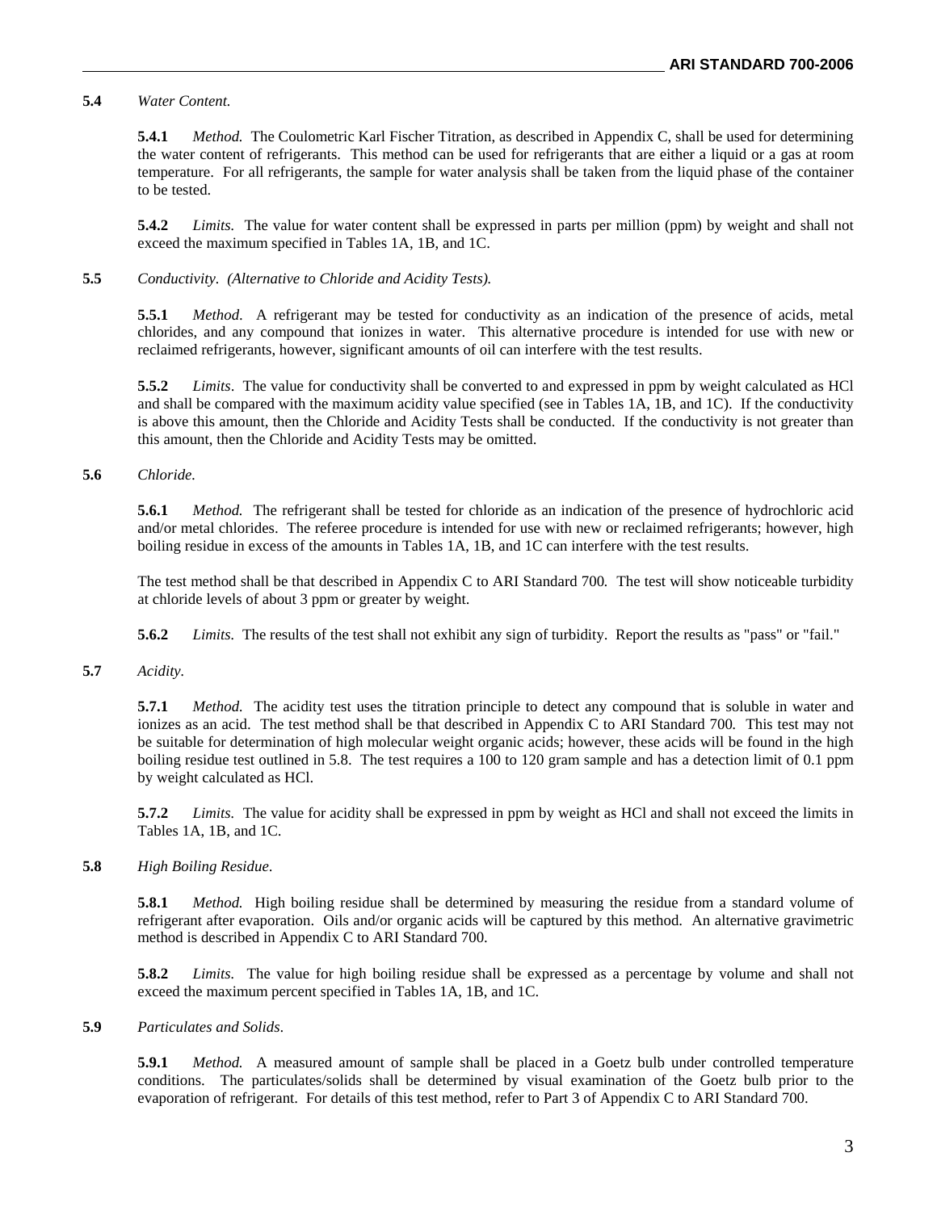**5.4** *Water Content.*

**5.4.1** *Method.* The Coulometric Karl Fischer Titration, as described in Appendix C, shall be used for determining the water content of refrigerants. This method can be used for refrigerants that are either a liquid or a gas at room temperature. For all refrigerants, the sample for water analysis shall be taken from the liquid phase of the container to be tested.

**5.4.2** *Limits.* The value for water content shall be expressed in parts per million (ppm) by weight and shall not exceed the maximum specified in Tables 1A, 1B, and 1C.

**5.5** *Conductivity. (Alternative to Chloride and Acidity Tests).*

**5.5.1** *Method.* A refrigerant may be tested for conductivity as an indication of the presence of acids, metal chlorides, and any compound that ionizes in water. This alternative procedure is intended for use with new or reclaimed refrigerants, however, significant amounts of oil can interfere with the test results.

**5.5.2** *Limits*. The value for conductivity shall be converted to and expressed in ppm by weight calculated as HCl and shall be compared with the maximum acidity value specified (see in Tables 1A, 1B, and 1C). If the conductivity is above this amount, then the Chloride and Acidity Tests shall be conducted. If the conductivity is not greater than this amount, then the Chloride and Acidity Tests may be omitted.

**5.6** *Chloride.*

**5.6.1** *Method.* The refrigerant shall be tested for chloride as an indication of the presence of hydrochloric acid and/or metal chlorides. The referee procedure is intended for use with new or reclaimed refrigerants; however, high boiling residue in excess of the amounts in Tables 1A, 1B, and 1C can interfere with the test results.

The test method shall be that described in Appendix C to ARI Standard 700*.* The test will show noticeable turbidity at chloride levels of about 3 ppm or greater by weight.

**5.6.2** *Limits.* The results of the test shall not exhibit any sign of turbidity. Report the results as "pass" or "fail."

**5.7** *Acidity.*

**5.7.1** *Method.* The acidity test uses the titration principle to detect any compound that is soluble in water and ionizes as an acid. The test method shall be that described in Appendix C to ARI Standard 700*.* This test may not be suitable for determination of high molecular weight organic acids; however, these acids will be found in the high boiling residue test outlined in 5.8. The test requires a 100 to 120 gram sample and has a detection limit of 0.1 ppm by weight calculated as HCl.

**5.7.2** *Limits.* The value for acidity shall be expressed in ppm by weight as HCl and shall not exceed the limits in Tables 1A, 1B, and 1C.

**5.8** *High Boiling Residue*.

**5.8.1** *Method.* High boiling residue shall be determined by measuring the residue from a standard volume of refrigerant after evaporation. Oils and/or organic acids will be captured by this method. An alternative gravimetric method is described in Appendix C to ARI Standard 700.

**5.8.2** *Limits.* The value for high boiling residue shall be expressed as a percentage by volume and shall not exceed the maximum percent specified in Tables 1A, 1B, and 1C.

**5.9** *Particulates and Solids*.

**5.9.1** *Method.* A measured amount of sample shall be placed in a Goetz bulb under controlled temperature conditions. The particulates/solids shall be determined by visual examination of the Goetz bulb prior to the evaporation of refrigerant. For details of this test method, refer to Part 3 of Appendix C to ARI Standard 700.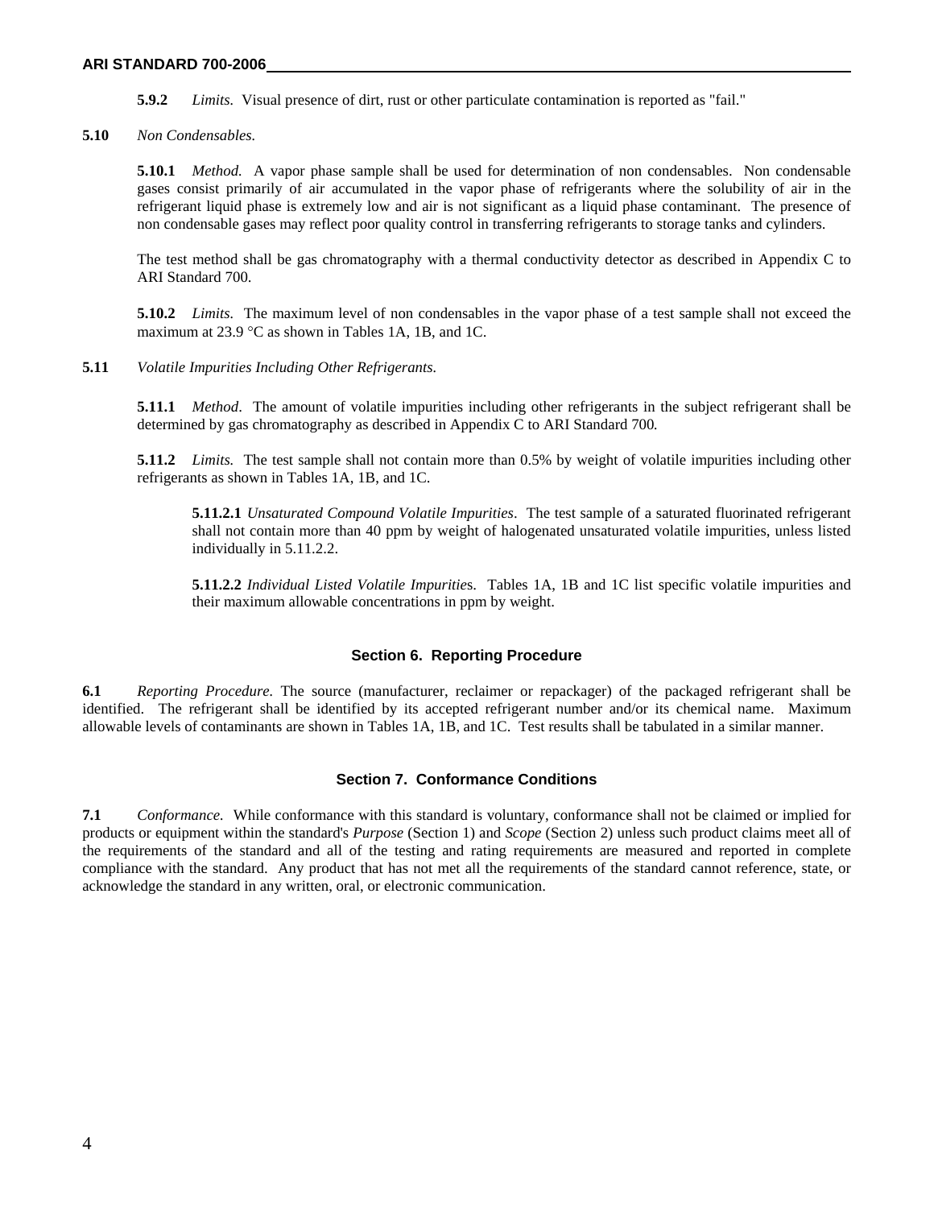**5.9.2** *Limits.* Visual presence of dirt, rust or other particulate contamination is reported as "fail."

**5.10** *Non Condensables.*

**5.10.1** *Method.* A vapor phase sample shall be used for determination of non condensables. Non condensable gases consist primarily of air accumulated in the vapor phase of refrigerants where the solubility of air in the refrigerant liquid phase is extremely low and air is not significant as a liquid phase contaminant. The presence of non condensable gases may reflect poor quality control in transferring refrigerants to storage tanks and cylinders.

The test method shall be gas chromatography with a thermal conductivity detector as described in Appendix C to ARI Standard 700.

**5.10.2** *Limits.* The maximum level of non condensables in the vapor phase of a test sample shall not exceed the maximum at 23.9 °C as shown in Tables 1A, 1B, and 1C.

**5.11** *Volatile Impurities Including Other Refrigerants.*

**5.11.1** *Method*. The amount of volatile impurities including other refrigerants in the subject refrigerant shall be determined by gas chromatography as described in Appendix C to ARI Standard 700.

**5.11.2** *Limits.* The test sample shall not contain more than 0.5% by weight of volatile impurities including other refrigerants as shown in Tables 1A, 1B, and 1C.

**5.11.2.1** *Unsaturated Compound Volatile Impurities*. The test sample of a saturated fluorinated refrigerant shall not contain more than 40 ppm by weight of halogenated unsaturated volatile impurities, unless listed individually in 5.11.2.2.

**5.11.2.2** *Individual Listed Volatile Impurities*. Tables 1A, 1B and 1C list specific volatile impurities and their maximum allowable concentrations in ppm by weight.

## Section 6. Reporting Procedure

**6.1** *Reporting Procedure.* The source (manufacturer, reclaimer or repackager) of the packaged refrigerant shall be identified. The refrigerant shall be identified by its accepted refrigerant number and/or its chemical name. Maximum allowable levels of contaminants are shown in Tables 1A, 1B, and 1C. Test results shall be tabulated in a similar manner.

## Section 7. Conformance Conditions

**7.1** *Conformance.* While conformance with this standard is voluntary, conformance shall not be claimed or implied for products or equipment within the standard's *Purpose* (Section 1) and *Scope* (Section 2) unless such product claims meet all of the requirements of the standard and all of the testing and rating requirements are measured and reported in complete compliance with the standard. Any product that has not met all the requirements of the standard cannot reference, state, or acknowledge the standard in any written, oral, or electronic communication.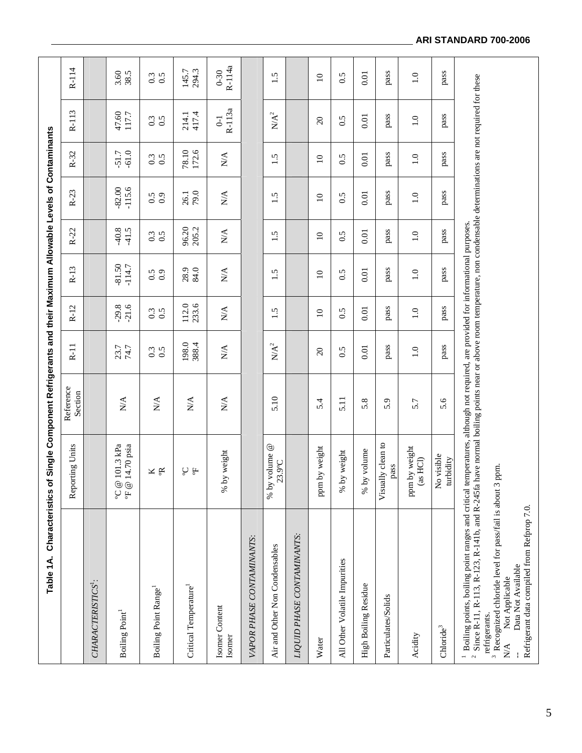**Table 1A. Characteristics of Single Component Refrigerants and their Maximum Allowable Levels of Contaminants**

| | Reporting Units | Reference Section | R-11 | R-12 | R-13 | R-22 | R-23 | R-32 | R-113 | R-114 |
|---|---|---|---|---|---|---|---|---|---|---|
| *CHARACTERISTICS*[1]: | | | | | | | | | | |
| Boiling Point[1] | °C @ 101.3 kPa<br>°F @ 14.70 psia | N/A | 23.7<br>74.7 | -29.8<br>-21.6 | -81.50<br>-114.7 | -40.8<br>-41.5 | -82.00<br>-115.6 | -51.7<br>-61.0 | 47.60<br>117.7 | 3.60<br>38.5 |
| Boiling Point Range[1] | K<br>°R | N/A | 0.3<br>0.5 | 0.3<br>0.5 | 0.5<br>0.9 | 0.3<br>0.5 | 0.5<br>0.9 | 0.3<br>0.5 | 0.3<br>0.5 | 0.3<br>0.5 |
| Critical Temperature[1] | °C<br>°F | N/A | 198.0<br>388.4 | 112.0<br>233.6 | 28.9<br>84.0 | 96.20<br>205.2 | 26.1<br>79.0 | 78.10<br>172.6 | 214.1<br>417.4 | 145.7<br>294.3 |
| Isomer Content<br>Isomer | % by weight | N/A | N/A | N/A | N/A | N/A | N/A | N/A | 0-1<br>R-113a | 0-30<br>R-114a |
| *VAPOR PHASE CONTAMINANTS:* | | | | | | | | | | |
| Air and Other Non Condensables | % by volume @ 23.9°C | 5.10 | N/A[2] | 1.5 | 1.5 | 1.5 | 1.5 | 1.5 | N/A[2] | 1.5 |
| *LIQUID PHASE CONTAMINANTS:* | | | | | | | | | | |
| Water | ppm by weight | 5.4 | 20 | 10 | 10 | 10 | 10 | 10 | 20 | 10 |
| All Other Volatile Impurities | % by weight | 5.11 | 0.5 | 0.5 | 0.5 | 0.5 | 0.5 | 0.5 | 0.5 | 0.5 |
| High Boiling Residue | % by volume | 5.8 | 0.01 | 0.01 | 0.01 | 0.01 | 0.01 | 0.01 | 0.01 | 0.01 |
| Particulates/Solids | Visually clean to pass | 5.9 | pass | pass | pass | pass | pass | pass | pass | pass |
| Acidity | ppm by weight (as HCl) | 5.7 | 1.0 | 1.0 | 1.0 | 1.0 | 1.0 | 1.0 | 1.0 | 1.0 |
| Chloride[3] | No visible turbidity | 5.6 | pass | pass | pass | pass | pass | pass | pass | pass |

[1] Boiling points, boiling point ranges and critical temperatures, although not required, are provided for informational purposes.
[2] Since R-11, R-113, R-123, R-141b, and R-245fa have normal boiling points near or above room temperature, non condensable determinations are not required for these refrigerants.
[3] Recognized chloride level for pass/fail is about 3 ppm.
N/A Not Applicable
-- Data Not Available
Refrigerant data compiled from Refprop 7.0.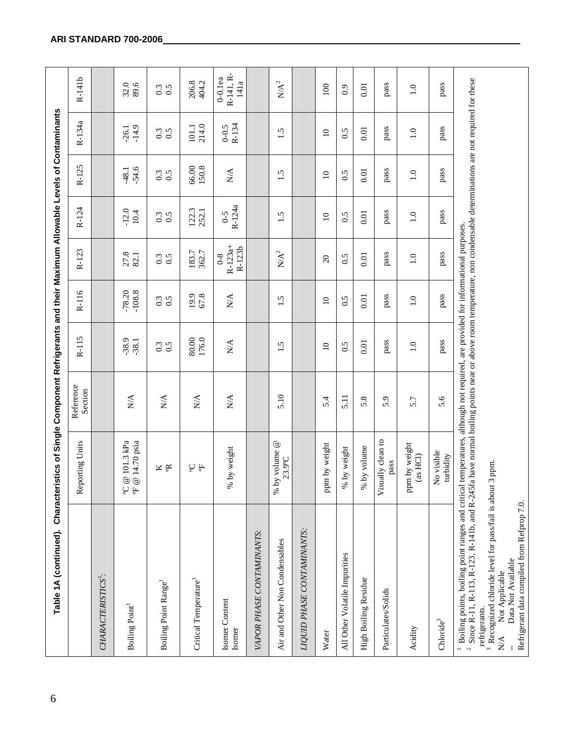**Table 1A (continued). Characteristics of Single Component Refrigerants and their Maximum Allowable Levels of Contaminants**

| | Reporting Units | Reference Section | R-115 | R-116 | R-123 | R-124 | R-125 | R-134a | R-141b |
|---|---|---|---|---|---|---|---|---|---|
| *CHARACTERISTICS*[1]: | | | | | | | | | |
| Boiling Point[1] | °C @ 101.3 kPa<br>°F @ 14.70 psia | N/A | -38.9<br>-38.1 | -78.20<br>-108.8 | 27.8<br>82.1 | -12.0<br>10.4 | -48.1<br>-54.6 | -26.1<br>-14.9 | 32.0<br>89.6 |
| Boiling Point Range[1] | K<br>°R | N/A | 0.3<br>0.5 | 0.3<br>0.5 | 0.3<br>0.5 | 0.3<br>0.5 | 0.3<br>0.5 | 0.3<br>0.5 | 0.3<br>0.5 |
| Critical Temperature[1] | °C<br>°F | N/A | 80.00<br>176.0 | 19.9<br>67.8 | 183.7<br>362.7 | 122.3<br>252.1 | 66.00<br>150.8 | 101.1<br>214.0 | 206.8<br>404.2 |
| Isomer Content<br>Isomer | % by weight | N/A | N/A | N/A | 0-8<br>R-123a+<br>R-123b | 0-5<br>R-124a | N/A | 0-0.5<br>R-134 | 0-0.1ea<br>R-141, R-141a |
| *VAPOR PHASE CONTAMINANTS:* | | | | | | | | | |
| Air and Other Non Condensables | % by volume @ 23.9°C | 5.10 | 1.5 | 1.5 | N/A[2] | 1.5 | 1.5 | 1.5 | N/A[2] |
| *LIQUID PHASE CONTAMINANTS:* | | | | | | | | | |
| Water | ppm by weight | 5.4 | 10 | 10 | 20 | 10 | 10 | 10 | 100 |
| All Other Volatile Impurities | % by weight | 5.11 | 0.5 | 0.5 | 0.5 | 0.5 | 0.5 | 0.5 | 0.9 |
| High Boiling Residue | % by volume | 5.8 | 0.01 | 0.01 | 0.01 | 0.01 | 0.01 | 0.01 | 0.01 |
| Particulates/Solids | Visually clean to pass | 5.9 | pass | pass | pass | pass | pass | pass | pass |
| Acidity | ppm by weight (as HCl) | 5.7 | 1.0 | 1.0 | 1.0 | 1.0 | 1.0 | 1.0 | 1.0 |
| Chloride[3] | No visible turbidity | 5.6 | pass | pass | pass | pass | pass | pass | pass |

[1] Boiling points, boiling point ranges and critical temperatures, although not required, are provided for informational purposes.
[2] Since R-11, R-113, R-123, R-141b, and R-245fa have normal boiling points near or above room temperature, non condensable determinations are not required for these refrigerants.
[3] Recognized chloride level for pass/fail is about 3 ppm.
N/A  Not Applicable
--  Data Not Available
Refrigerant data compiled from Refprop 7.0.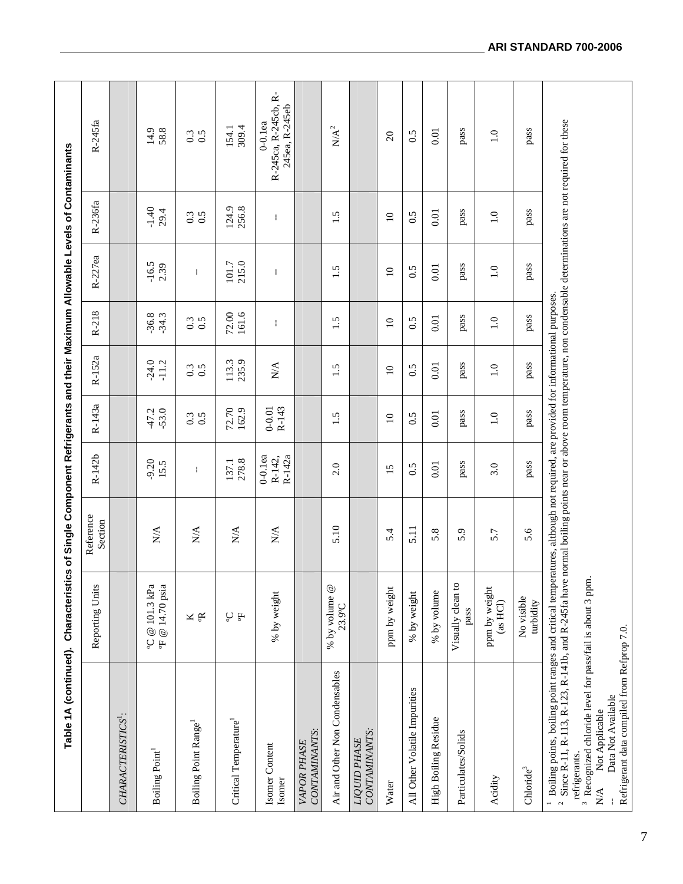**Table 1A (continued). Characteristics of Single Component Refrigerants and their Maximum Allowable Levels of Contaminants**

| | Reporting Units | Reference Section | R-142b | R-143a | R-152a | R-218 | R-227ea | R-236fa | R-245fa |
|---|---|---|---|---|---|---|---|---|---|
| *CHARACTERISTICS*[1]: | | | | | | | | | |
| Boiling Point[1] | °C @ 101.3 kPa<br>°F @ 14.70 psia | N/A | -9.20<br>15.5 | -47.2<br>-53.0 | -24.0<br>-11.2 | -36.8<br>-34.3 | -16.5<br>2.39 | -1.40<br>29.4 | 14.9<br>58.8 |
| Boiling Point Range[1] | K<br>°R | N/A | -- | 0.3<br>0.5 | 0.3<br>0.5 | 0.3<br>0.5 | -- | 0.3<br>0.5 | 0.3<br>0.5 |
| Critical Temperature[1] | °C<br>°F | N/A | 137.1<br>278.8 | 72.70<br>162.9 | 113.3<br>235.9 | 72.00<br>161.6 | 101.7<br>215.0 | 124.9<br>256.8 | 154.1<br>309.4 |
| Isomer Content<br>Isomer | % by weight | N/A | 0-0.1ea<br>R-142,<br>R-142a | 0-0.01<br>R-143 | N/A | -- | -- | -- | 0-0.1ea<br>R-245ca, R-245cb, R-245ea, R-245eb |
| *VAPOR PHASE CONTAMINANTS*: | | | | | | | | | |
| Air and Other Non Condensables | % by volume @ 23.9°C | 5.10 | 2.0 | 1.5 | 1.5 | 1.5 | 1.5 | 1.5 | N/A[2] |
| *LIQUID PHASE CONTAMINANTS*: | | | | | | | | | |
| Water | ppm by weight | 5.4 | 15 | 10 | 10 | 10 | 10 | 10 | 20 |
| All Other Volatile Impurities | % by weight | 5.11 | 0.5 | 0.5 | 0.5 | 0.5 | 0.5 | 0.5 | 0.5 |
| High Boiling Residue | % by volume | 5.8 | 0.01 | 0.01 | 0.01 | 0.01 | 0.01 | 0.01 | 0.01 |
| Particulates/Solids | Visually clean to pass | 5.9 | pass | pass | pass | pass | pass | pass | pass |
| Acidity | ppm by weight (as HCl) | 5.7 | 3.0 | 1.0 | 1.0 | 1.0 | 1.0 | 1.0 | 1.0 |
| Chloride[3] | No visible turbidity | 5.6 | pass | pass | pass | pass | pass | pass | pass |

[1] Boiling points, boiling point ranges and critical temperatures, although not required, are provided for informational purposes.
[2] Since R-11, R-113, R-123, R-141b, and R-245fa have normal boiling points near or above room temperature, non condensable determinations are not required for these refrigerants.
[3] Recognized chloride level for pass/fail is about 3 ppm.
N/A Not Applicable
-- Data Not Available
Refrigerant data compiled from Refprop 7.0.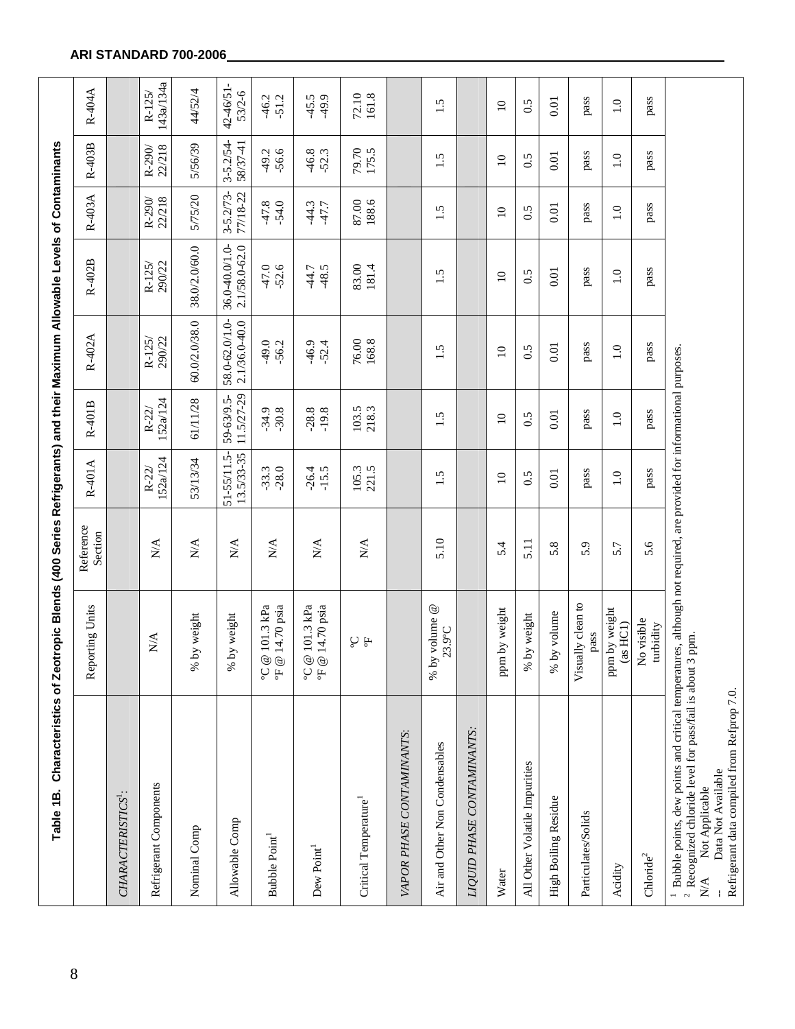**Table 1B. Characteristics of Zeotropic Blends (400 Series Refrigerants) and their Maximum Allowable Levels of Contaminants**

| | Reporting Units | Reference Section | R-401A | R-401B | R-402A | R-402B | R-403A | R-403B | R-404A |
|---|---|---|---|---|---|---|---|---|---|
| *CHARACTERISTICS*[1]*:* | | | | | | | | | |
| Refrigerant Components | N/A | N/A | R-22/ 152a/124 | R-22/ 152a/124 | R-125/ 290/22 | R-125/ 290/22 | R-290/ 22/218 | R-290/ 22/218 | R-125/ 143a/134a |
| Nominal Comp | % by weight | N/A | 53/13/34 | 61/11/28 | 60.0/2.0/38.0 | 38.0/2.0/60.0 | 5/75/20 | 5/56/39 | 44/52/4 |
| Allowable Comp | % by weight | N/A | 51-55/11.5-13.5/33-35 | 59-63/9.5-11.5/27-29 | 58.0-62.0/1.0-2.1/36.0-40.0 | 36.0-40.0/1.0-2.1/58.0-62.0 | 3-5.2/73-77/18-22 | 3-5.2/54-58/37-41 | 42-46/51-53/2-6 |
| Bubble Point[1] | °C @ 101.3 kPa<br>°F @ 14.70 psia | N/A | -33.3<br>-28.0 | -34.9<br>-30.8 | -49.0<br>-56.2 | -47.0<br>-52.6 | -47.8<br>-54.0 | -49.2<br>-56.6 | -46.2<br>-51.2 |
| Dew Point[1] | °C @ 101.3 kPa<br>°F @ 14.70 psia | N/A | -26.4<br>-15.5 | -28.8<br>-19.8 | -46.9<br>-52.4 | -44.7<br>-48.5 | -44.3<br>-47.7 | -46.8<br>-52.3 | -45.5<br>-49.9 |
| Critical Temperature[1] | °C<br>°F | N/A | 105.3<br>221.5 | 103.5<br>218.3 | 76.00<br>168.8 | 83.00<br>181.4 | 87.00<br>188.6 | 79.70<br>175.5 | 72.10<br>161.8 |
| *VAPOR PHASE CONTAMINANTS:* | | | | | | | | | |
| Air and Other Non Condensables | % by volume @ 23.9°C | 5.10 | 1.5 | 1.5 | 1.5 | 1.5 | 1.5 | 1.5 | 1.5 |
| *LIQUID PHASE CONTAMINANTS:* | | | | | | | | | |
| Water | ppm by weight | 5.4 | 10 | 10 | 10 | 10 | 10 | 10 | 10 |
| All Other Volatile Impurities | % by weight | 5.11 | 0.5 | 0.5 | 0.5 | 0.5 | 0.5 | 0.5 | 0.5 |
| High Boiling Residue | % by volume | 5.8 | 0.01 | 0.01 | 0.01 | 0.01 | 0.01 | 0.01 | 0.01 |
| Particulates/Solids | Visually clean to pass | 5.9 | pass | pass | pass | pass | pass | pass | pass |
| Acidity | ppm by weight (as HCl) | 5.7 | 1.0 | 1.0 | 1.0 | 1.0 | 1.0 | 1.0 | 1.0 |
| Chloride[2] | No visible turbidity | 5.6 | pass | pass | pass | pass | pass | pass | pass |

[1] Bubble points, dew points and critical temperatures, although not required, are provided for informational purposes.
[2] Recognized chloride level for pass/fail is about 3 ppm.
N/A Not Applicable
-- Data Not Available
Refrigerant data compiled from Refprop 7.0.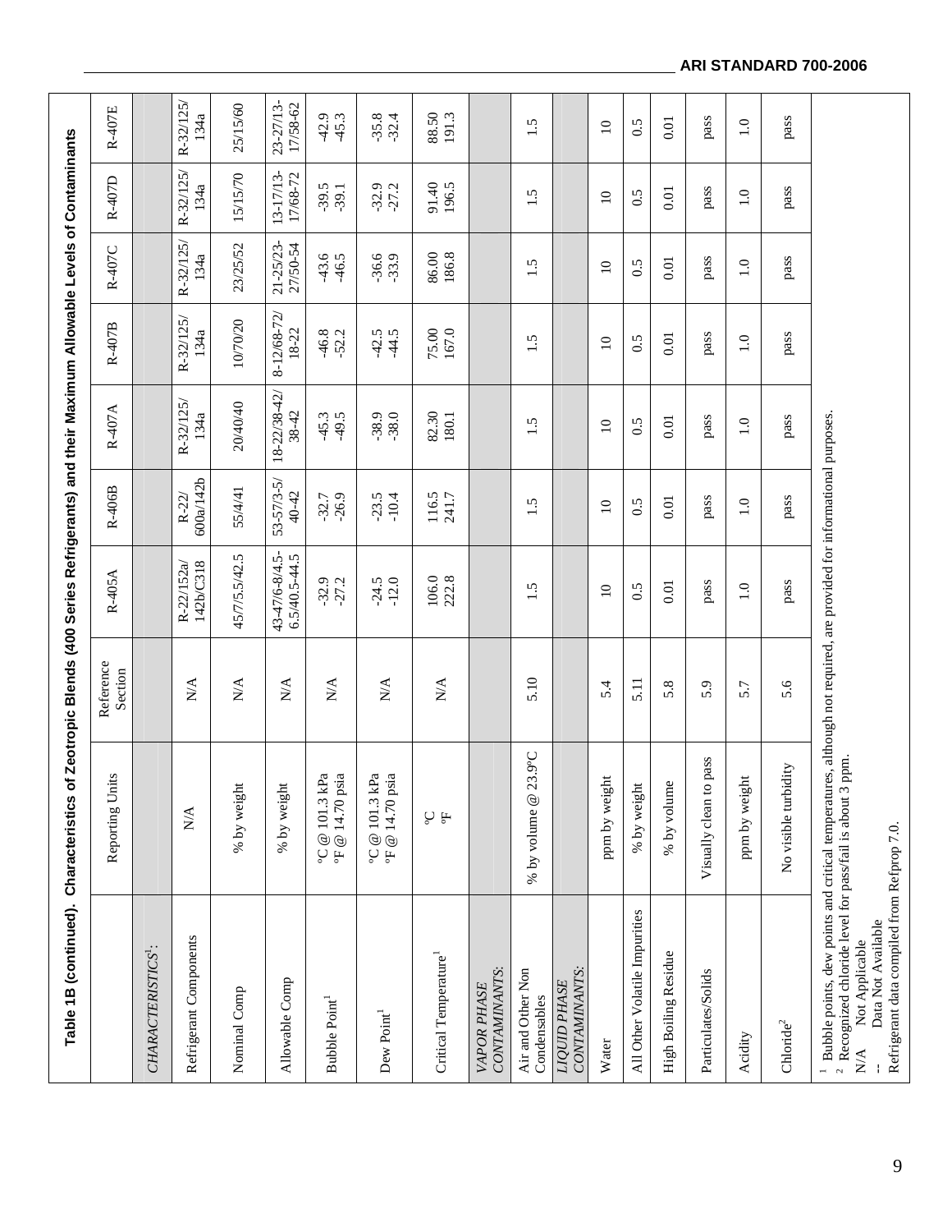**Table 1B (continued). Characteristics of Zeotropic Blends (400 Series Refrigerants) and their Maximum Allowable Levels of Contaminants**

| | Reporting Units | Reference Section | R-405A | R-406B | R-407A | R-407B | R-407C | R-407D | R-407E |
|---|---|---|---|---|---|---|---|---|---|
| *CHARACTERISTICS*[1]: | | | | | | | | | |
| Refrigerant Components | N/A | N/A | R-22/152a/ 142b/C318 | R-22/ 600a/142b | R-32/125/ 134a | R-32/125/ 134a | R-32/125/ 134a | R-32/125/ 134a | R-32/125/ 134a |
| Nominal Comp | % by weight | N/A | 45/7/5.5/42.5 | 55/4/41 | 20/40/40 | 10/70/20 | 23/25/52 | 15/15/70 | 25/15/60 |
| Allowable Comp | % by weight | N/A | 43-47/6-8/4.5-6.5/40.5-44.5 | 53-57/3-5/ 40-42 | 18-22/38-42/ 38-42 | 8-12/68-72/ 18-22 | 21-25/23-27/50-54 | 13-17/13-17/68-72 | 23-27/13-17/58-62 |
| Bubble Point[1] | °C @ 101.3 kPa<br>°F @ 14.70 psia | N/A | -32.9<br>-27.2 | -32.7<br>-26.9 | -45.3<br>-49.5 | -46.8<br>-52.2 | -43.6<br>-46.5 | -39.5<br>-39.1 | -42.9<br>-45.3 |
| Dew Point[1] | °C @ 101.3 kPa<br>°F @ 14.70 psia | N/A | -24.5<br>-12.0 | -23.5<br>-10.4 | -38.9<br>-38.0 | -42.5<br>-44.5 | -36.6<br>-33.9 | -32.9<br>-27.2 | -35.8<br>-32.4 |
| Critical Temperature[1] | °C<br>°F | N/A | 106.0<br>222.8 | 116.5<br>241.7 | 82.30<br>180.1 | 75.00<br>167.0 | 86.00<br>186.8 | 91.40<br>196.5 | 88.50<br>191.3 |
| *VAPOR PHASE CONTAMINANTS:* | | | | | | | | | |
| Air and Other Non Condensables | % by volume @ 23.9°C | 5.10 | 1.5 | 1.5 | 1.5 | 1.5 | 1.5 | 1.5 | 1.5 |
| *LIQUID PHASE CONTAMINANTS:* | | | | | | | | | |
| Water | ppm by weight | 5.4 | 10 | 10 | 10 | 10 | 10 | 10 | 10 |
| All Other Volatile Impurities | % by weight | 5.11 | 0.5 | 0.5 | 0.5 | 0.5 | 0.5 | 0.5 | 0.5 |
| High Boiling Residue | % by volume | 5.8 | 0.01 | 0.01 | 0.01 | 0.01 | 0.01 | 0.01 | 0.01 |
| Particulates/Solids | Visually clean to pass | 5.9 | pass | pass | pass | pass | pass | pass | pass |
| Acidity | ppm by weight | 5.7 | 1.0 | 1.0 | 1.0 | 1.0 | 1.0 | 1.0 | 1.0 |
| Chloride[2] | No visible turbidity | 5.6 | pass | pass | pass | pass | pass | pass | pass |

[1] Bubble points, dew points and critical temperatures, although not required, are provided for informational purposes.
[2] Recognized chloride level for pass/fail is about 3 ppm.
N/A Not Applicable
-- Data Not Available
Refrigerant data compiled from Refprop 7.0.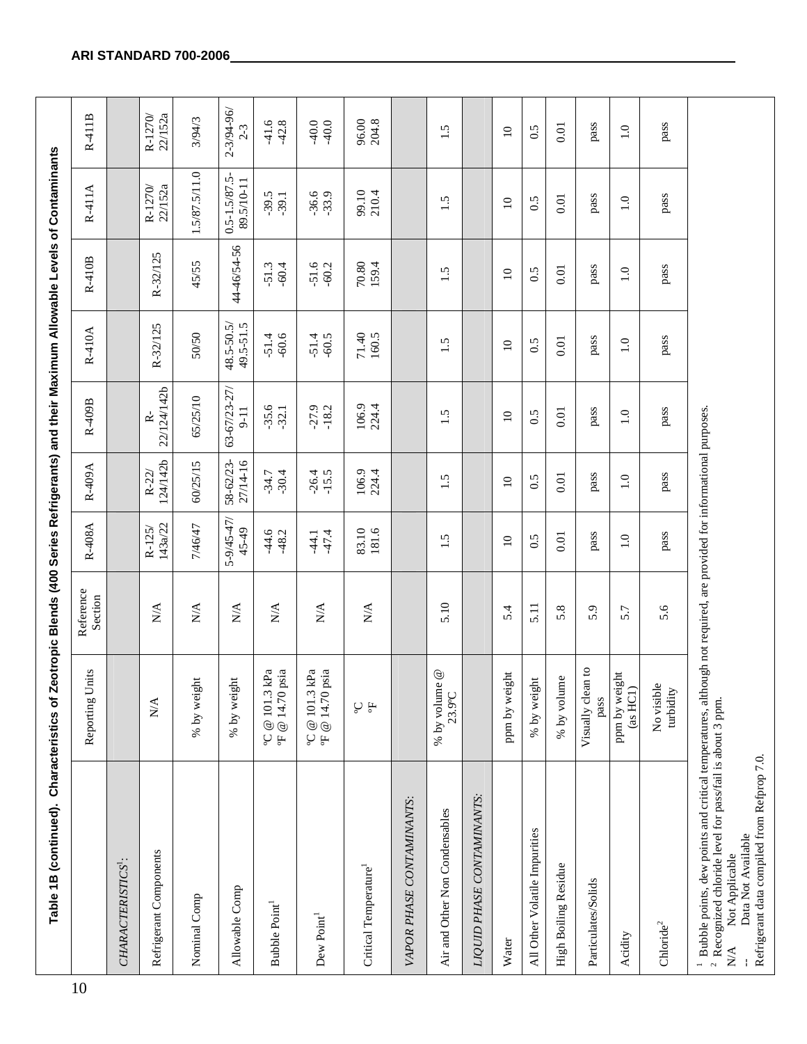**Table 1B (continued). Characteristics of Zeotropic Blends (400 Series Refrigerants) and their Maximum Allowable Levels of Contaminants**

| | Reporting Units | Reference Section | R-408A | R-409A | R-409B | R-410A | R-410B | R-411A | R-411B |
|---|---|---|---|---|---|---|---|---|---|
| *CHARACTERISTICS*[1]: | | | | | | | | | |
| Refrigerant Components | N/A | N/A | R-125/ 143a/22 | R-22/ 124/142b | R-22/124/142b | R-32/125 | R-32/125 | R-1270/ 22/152a | R-1270/ 22/152a |
| Nominal Comp | % by weight | N/A | 7/46/47 | 60/25/15 | 65/25/10 | 50/50 | 45/55 | 1.5/87.5/11.0 | 3/94/3 |
| Allowable Comp | % by weight | N/A | 5-9/45-47/ 45-49 | 58-62/23-27/14-16 | 63-67/23-27/ 9-11 | 48.5-50.5/ 49.5-51.5 | 44-46/54-56 | 0.5-1.5/87.5-89.5/10-11 | 2-3/94-96/ 2-3 |
| Bubble Point[1] | °C @ 101.3 kPa<br>°F @ 14.70 psia | N/A | -44.6<br>-48.2 | -34.7<br>-30.4 | -35.6<br>-32.1 | -51.4<br>-60.6 | -51.3<br>-60.4 | -39.5<br>-39.1 | -41.6<br>-42.8 |
| Dew Point[1] | °C @ 101.3 kPa<br>°F @ 14.70 psia | N/A | -44.1<br>-47.4 | -26.4<br>-15.5 | -27.9<br>-18.2 | -51.4<br>-60.5 | -51.6<br>-60.2 | -36.6<br>-33.9 | -40.0<br>-40.0 |
| Critical Temperature[1] | °C<br>°F | N/A | 83.10<br>181.6 | 106.9<br>224.4 | 106.9<br>224.4 | 71.40<br>160.5 | 70.80<br>159.4 | 99.10<br>210.4 | 96.00<br>204.8 |
| *VAPOR PHASE CONTAMINANTS*: | | | | | | | | | |
| Air and Other Non Condensables | % by volume @ 23.9°C | 5.10 | 1.5 | 1.5 | 1.5 | 1.5 | 1.5 | 1.5 | 1.5 |
| *LIQUID PHASE CONTAMINANTS*: | | | | | | | | | |
| Water | ppm by weight | 5.4 | 10 | 10 | 10 | 10 | 10 | 10 | 10 |
| All Other Volatile Impurities | % by weight | 5.11 | 0.5 | 0.5 | 0.5 | 0.5 | 0.5 | 0.5 | 0.5 |
| High Boiling Residue | % by volume | 5.8 | 0.01 | 0.01 | 0.01 | 0.01 | 0.01 | 0.01 | 0.01 |
| Particulates/Solids | Visually clean to pass | 5.9 | pass | pass | pass | pass | pass | pass | pass |
| Acidity | ppm by weight (as HCl) | 5.7 | 1.0 | 1.0 | 1.0 | 1.0 | 1.0 | 1.0 | 1.0 |
| Chloride[2] | No visible turbidity | 5.6 | pass | pass | pass | pass | pass | pass | pass |

[1] Bubble points, dew points and critical temperatures, although not required, are provided for informational purposes.
[2] Recognized chloride level for pass/fail is about 3 ppm.
N/A Not Applicable
-- Data Not Available
Refrigerant data compiled from Refprop 7.0.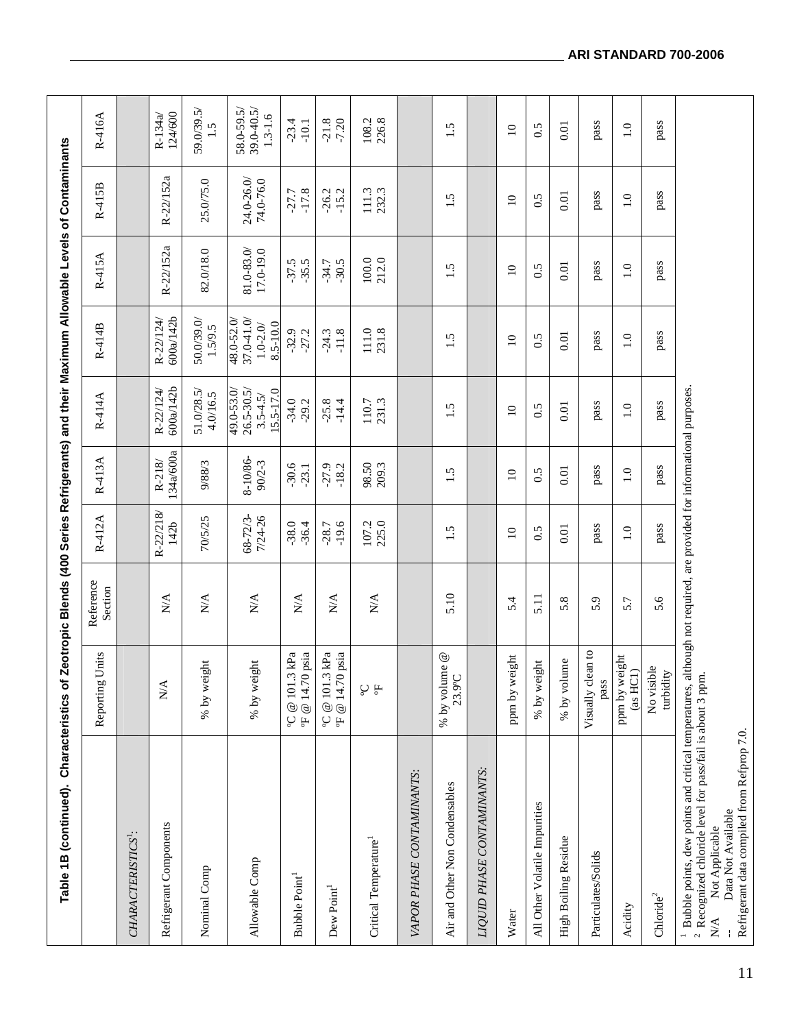**Table 1B (continued). Characteristics of Zeotropic Blends (400 Series Refrigerants) and their Maximum Allowable Levels of Contaminants**

| | Reporting Units | Reference Section | R-412A | R-413A | R-414A | R-414B | R-415A | R-415B | R-416A |
|---|---|---|---|---|---|---|---|---|---|
| *CHARACTERISTICS*[1]: | | | | | | | | | |
| Refrigerant Components | N/A | N/A | R-22/218/ 142b | R-218/ 134a/600a | R-22/124/ 600a/142b | R-22/124/ 600a/142b | R-22/152a | R-22/152a | R-134a/ 124/600 |
| Nominal Comp | % by weight | N/A | 70/5/25 | 9/88/3 | 51.0/28.5/ 4.0/16.5 | 50.0/39.0/ 1.5/9.5 | 82.0/18.0 | 25.0/75.0 | 59.0/39.5/ 1.5 |
| Allowable Comp | % by weight | N/A | 68-72/3-7/24-26 | 8-10/86-90/2-3 | 49.0-53.0/ 26.5-30.5/ 3.5-4.5/ 15.5-17.0 | 48.0-52.0/ 37.0-41.0/ 1.0-2.0/ 8.5-10.0 | 81.0-83.0/ 17.0-19.0 | 24.0-26.0/ 74.0-76.0 | 58.0-59.5/ 39.0-40.5/ 1.3-1.6 |
| Bubble Point[1] | °C @ 101.3 kPa °F @ 14.70 psia | N/A | -38.0 -36.4 | -30.6 -23.1 | -34.0 -29.2 | -32.9 -27.2 | -37.5 -35.5 | -27.7 -17.8 | -23.4 -10.1 |
| Dew Point[1] | °C @ 101.3 kPa °F @ 14.70 psia | N/A | -28.7 -19.6 | -27.9 -18.2 | -25.8 -14.4 | -24.3 -11.8 | -34.7 -30.5 | -26.2 -15.2 | -21.8 -7.20 |
| Critical Temperature[1] | °C °F | N/A | 107.2 225.0 | 98.50 209.3 | 110.7 231.3 | 111.0 231.8 | 100.0 212.0 | 111.3 232.3 | 108.2 226.8 |
| *VAPOR PHASE CONTAMINANTS*: | | | | | | | | | |
| Air and Other Non Condensables | % by volume @ 23.9°C | 5.10 | 1.5 | 1.5 | 1.5 | 1.5 | 1.5 | 1.5 | 1.5 |
| *LIQUID PHASE CONTAMINANTS*: | | | | | | | | | |
| Water | ppm by weight | 5.4 | 10 | 10 | 10 | 10 | 10 | 10 | 10 |
| All Other Volatile Impurities | % by weight | 5.11 | 0.5 | 0.5 | 0.5 | 0.5 | 0.5 | 0.5 | 0.5 |
| High Boiling Residue | % by volume | 5.8 | 0.01 | 0.01 | 0.01 | 0.01 | 0.01 | 0.01 | 0.01 |
| Particulates/Solids | Visually clean to pass | 5.9 | pass | pass | pass | pass | pass | pass | pass |
| Acidity | ppm by weight (as HCl) | 5.7 | 1.0 | 1.0 | 1.0 | 1.0 | 1.0 | 1.0 | 1.0 |
| Chloride[2] | No visible turbidity | 5.6 | pass | pass | pass | pass | pass | pass | pass |

[1] Bubble points, dew points and critical temperatures, although not required, are provided for informational purposes.
[2] Recognized chloride level for pass/fail is about 3 ppm.
N/A Not Applicable
-- Data Not Available
Refrigerant data compiled from Refprop 7.0.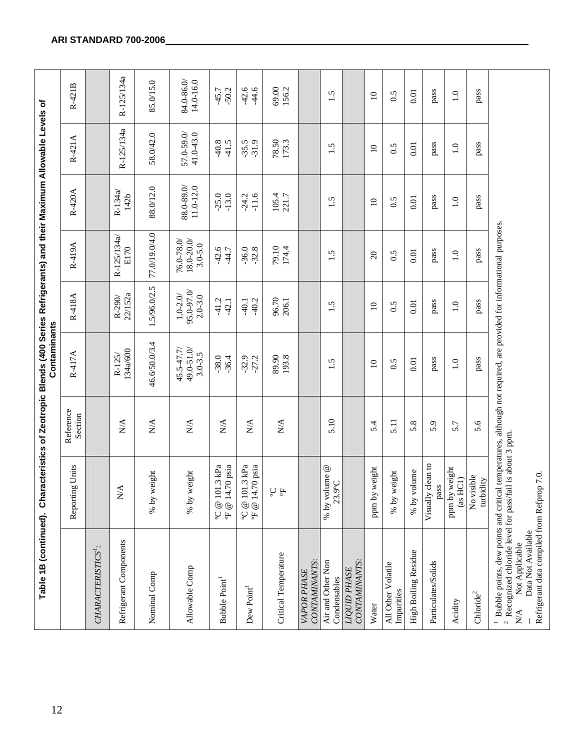**Table 1B (continued). Characteristics of Zeotropic Blends (400 Series Refrigerants) and their Maximum Allowable Levels of Contaminants**

| | Reporting Units | Reference Section | R-417A | R-418A | R-419A | R-420A | R-421A | R-421B |
|---|---|---|---|---|---|---|---|---|
| *CHARACTERISTICS*[1]: | | | | | | | | |
| Refrigerant Components | N/A | N/A | R-125/ 134a/600 | R-290/ 22/152a | R-125/134a/ E170 | R-134a/ 142b | R-125/134a | R-125/134a |
| Nominal Comp | % by weight | N/A | 46.6/50.0/3.4 | 1.5/96.0/2.5 | 77.0/19.0/4.0 | 88.0/12.0 | 58.0/42.0 | 85.0/15.0 |
| Allowable Comp | % by weight | N/A | 45.5-47.7/ 49.0-51.0/ 3.0-3.5 | 1.0-2.0/ 95.0-97.0/ 2.0-3.0 | 76.0-78.0/ 18.0-20.0/ 3.0-5.0 | 88.0-89.0/ 11.0-12.0 | 57.0-59.0/ 41.0-43.0 | 84.0-86.0/ 14.0-16.0 |
| Bubble Point[1] | °C @ 101.3 kPa °F @ 14.70 psia | N/A | -38.0 -36.4 | -41.2 -42.1 | -42.6 -44.7 | -25.0 -13.0 | -40.8 -41.5 | -45.7 -50.2 |
| Dew Point[1] | °C @ 101.3 kPa °F @ 14.70 psia | N/A | -32.9 -27.2 | -40.1 -40.2 | -36.0 -32.8 | -24.2 -11.6 | -35.5 -31.9 | -42.6 -44.6 |
| Critical Temperature | °C °F | N/A | 89.90 193.8 | 96.70 206.1 | 79.10 174.4 | 105.4 221.7 | 78.50 173.3 | 69.00 156.2 |
| *VAPOR PHASE CONTAMINANTS:* | | | | | | | | |
| Air and Other Non Condensables | % by volume @ 23.9°C | 5.10 | 1.5 | 1.5 | 1.5 | 1.5 | 1.5 | 1.5 |
| *LIQUID PHASE CONTAMINANTS:* | | | | | | | | |
| Water | ppm by weight | 5.4 | 10 | 10 | 20 | 10 | 10 | 10 |
| All Other Volatile Impurities | % by weight | 5.11 | 0.5 | 0.5 | 0.5 | 0.5 | 0.5 | 0.5 |
| High Boiling Residue | % by volume | 5.8 | 0.01 | 0.01 | 0.01 | 0.01 | 0.01 | 0.01 |
| Particulates/Solids | Visually clean to pass | 5.9 | pass | pass | pass | pass | pass | pass |
| Acidity | ppm by weight (as HCl) | 5.7 | 1.0 | 1.0 | 1.0 | 1.0 | 1.0 | 1.0 |
| Chloride[2] | No visible turbidity | 5.6 | pass | pass | pass | pass | pass | pass |

[1] Bubble points, dew points and critical temperatures, although not required, are provided for informational purposes.
[2] Recognized chloride level for pass/fail is about 3 ppm.
N/A Not Applicable
-- Data Not Available
Refrigerant data compiled from Refprop 7.0.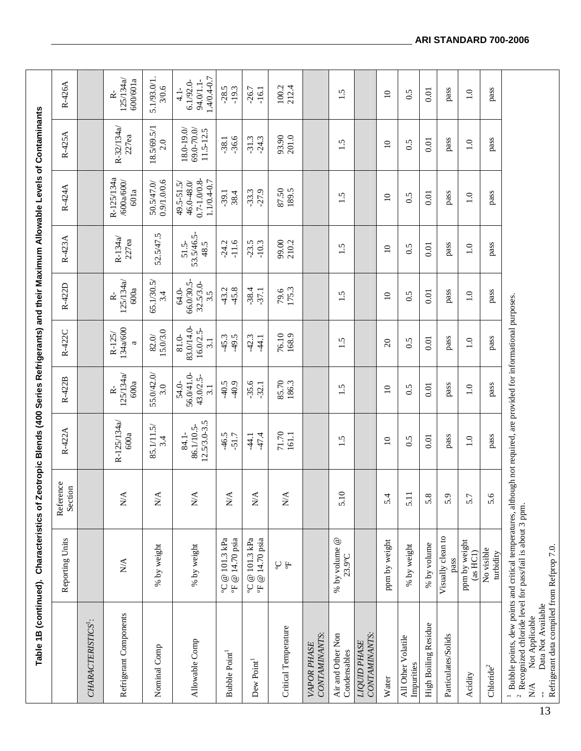**Table 1B (continued). Characteristics of Zeotropic Blends (400 Series Refrigerants) and their Maximum Allowable Levels of Contaminants**

| | Reporting Units | Reference Section | R-422A | R-422B | R-422C | R-422D | R-423A | R-424A | R-425A | R-426A |
|---|---|---|---|---|---|---|---|---|---|---|
| *CHARACTERISTICS*[1]: | | | | | | | | | | |
| Refrigerant Components | N/A | N/A | R-125/134a/600a | R-125/134a/600a | R-125/134a/600a | R-125/134a/600a | R-134a/227ea | R-125/134a/600a/600/601a | R-32/134a/227ea | R-125/134a/600/601a |
| Nominal Comp | % by weight | N/A | 85.1/11.5/3.4 | 55.0/42.0/3.0 | 82.0/15.0/3.0 | 65.1/30.5/3.4 | 52.5/47.5 | 50.5/47.0/0.9/1.0/0.6 | 18.5/69.5/12.0 | 5.1/93.0/1.3/0.6 |
| Allowable Comp | % by weight | N/A | 84.1-86.1/10.5-12.5/3.0-3.5 | 54.0-56.0/41.0-43.0/2.5-3.1 | 81.0-83.0/14.0-16.0/2.5-3.1 | 64.0-66.0/30.5-32.5/3.0-3.5 | 51.5-53.5/46.5-48.5 | 49.5-51.5/46.0-48.0/0.7-1.0/0.8-1.1/0.4-0.7 | 18.0-19.0/69.0-70.0/11.5-12.5 | 4.1-6.1/92.0-94.0/1.1-1.4/0.4-0.7 |
| Bubble Point[1] | °C @ 101.3 kPa<br>°F @ 14.70 psia | N/A | -46.5<br>-51.7 | -40.5<br>-40.9 | -45.3<br>-49.5 | -43.2<br>-45.8 | -24.2<br>-11.6 | -39.1<br>38.4 | -38.1<br>-36.6 | -28.5<br>-19.3 |
| Dew Point[1] | °C @ 101.3 kPa<br>°F @ 14.70 psia | N/A | -44.1<br>-47.4 | -35.6<br>-32.1 | -42.3<br>-44.1 | -38.4<br>-37.1 | -23.5<br>-10.3 | -33.3<br>-27.9 | -31.3<br>-24.3 | -26.7<br>-16.1 |
| Critical Temperature | °C<br>°F | N/A | 71.70<br>161.1 | 85.70<br>186.3 | 76.10<br>168.9 | 79.6<br>175.3 | 99.00<br>210.2 | 87.50<br>189.5 | 93.90<br>201.0 | 100.2<br>212.4 |
| *VAPOR PHASE CONTAMINANTS:* | | | | | | | | | | |
| Air and Other Non Condensables | % by volume @ 23.9°C | 5.10 | 1.5 | 1.5 | 1.5 | 1.5 | 1.5 | 1.5 | 1.5 | 1.5 |
| *LIQUID PHASE CONTAMINANTS:* | | | | | | | | | | |
| Water | ppm by weight | 5.4 | 10 | 10 | 20 | 10 | 10 | 10 | 10 | 10 |
| All Other Volatile Impurities | % by weight | 5.11 | 0.5 | 0.5 | 0.5 | 0.5 | 0.5 | 0.5 | 0.5 | 0.5 |
| High Boiling Residue | % by volume | 5.8 | 0.01 | 0.01 | 0.01 | 0.01 | 0.01 | 0.01 | 0.01 | 0.01 |
| Particulates/Solids | Visually clean to pass | 5.9 | pass | pass | pass | pass | pass | pass | pass | pass |
| Acidity | ppm by weight (as HCl) | 5.7 | 1.0 | 1.0 | 1.0 | 1.0 | 1.0 | 1.0 | 1.0 | 1.0 |
| Chloride[2] | No visible turbidity | 5.6 | pass | pass | pass | pass | pass | pass | pass | pass |

[1] Bubble points, dew points and critical temperatures, although not required, are provided for informational purposes.
[2] Recognized chloride level for pass/fail is about 3 ppm.
N/A Not Applicable
-- Data Not Available
Refrigerant data compiled from Refprop 7.0.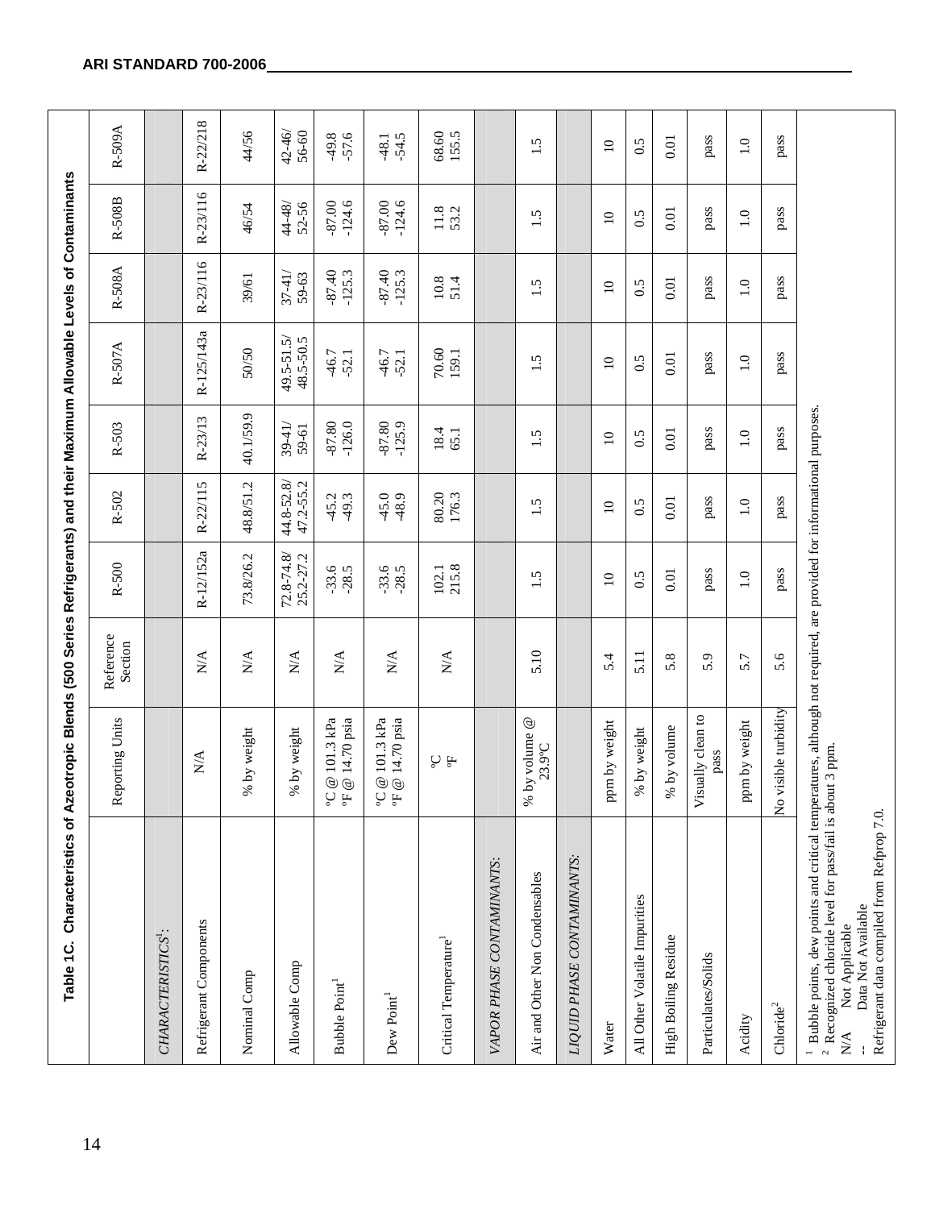**Table 1C. Characteristics of Azeotropic Blends (500 Series Refrigerants) and their Maximum Allowable Levels of Contaminants**

| | Reporting Units | Reference Section | R-500 | R-502 | R-503 | R-507A | R-508A | R-508B | R-509A |
|---|---|---|---|---|---|---|---|---|---|
| *CHARACTERISTICS*[1]: | | | | | | | | | |
| Refrigerant Components | N/A | N/A | R-12/152a | R-22/115 | R-23/13 | R-125/143a | R-23/116 | R-23/116 | R-22/218 |
| Nominal Comp | % by weight | N/A | 73.8/26.2 | 48.8/51.2 | 40.1/59.9 | 50/50 | 39/61 | 46/54 | 44/56 |
| Allowable Comp | % by weight | N/A | 72.8-74.8/ 25.2-27.2 | 44.8-52.8/ 47.2-55.2 | 39-41/ 59-61 | 49.5-51.5/ 48.5-50.5 | 37-41/ 59-63 | 44-48/ 52-56 | 42-46/ 56-60 |
| Bubble Point[1] | °C @ 101.3 kPa °F @ 14.70 psia | N/A | -33.6 -28.5 | -45.2 -49.3 | -87.80 -126.0 | -46.7 -52.1 | -87.40 -125.3 | -87.00 -124.6 | -49.8 -57.6 |
| Dew Point[1] | °C @ 101.3 kPa °F @ 14.70 psia | N/A | -33.6 -28.5 | -45.0 -48.9 | -87.80 -125.9 | -46.7 -52.1 | -87.40 -125.3 | -87.00 -124.6 | -48.1 -54.5 |
| Critical Temperature[1] | °C °F | N/A | 102.1 215.8 | 80.20 176.3 | 18.4 65.1 | 70.60 159.1 | 10.8 51.4 | 11.8 53.2 | 68.60 155.5 |
| *VAPOR PHASE CONTAMINANTS*: | | | | | | | | | |
| Air and Other Non Condensables | % by volume @ 23.9°C | 5.10 | 1.5 | 1.5 | 1.5 | 1.5 | 1.5 | 1.5 | 1.5 |
| *LIQUID PHASE CONTAMINANTS*: | | | | | | | | | |
| Water | ppm by weight | 5.4 | 10 | 10 | 10 | 10 | 10 | 10 | 10 |
| All Other Volatile Impurities | % by weight | 5.11 | 0.5 | 0.5 | 0.5 | 0.5 | 0.5 | 0.5 | 0.5 |
| High Boiling Residue | % by volume | 5.8 | 0.01 | 0.01 | 0.01 | 0.01 | 0.01 | 0.01 | 0.01 |
| Particulates/Solids | Visually clean to pass | 5.9 | pass | pass | pass | pass | pass | pass | pass |
| Acidity | ppm by weight | 5.7 | 1.0 | 1.0 | 1.0 | 1.0 | 1.0 | 1.0 | 1.0 |
| Chloride[2] | No visible turbidity | 5.6 | pass | pass | pass | pass | pass | pass | pass |

[1] Bubble points, dew points and critical temperatures, although not required, are provided for informational purposes.
[2] Recognized chloride level for pass/fail is about 3 ppm.
N/A Not Applicable
-- Data Not Available
Refrigerant data compiled from Refprop 7.0.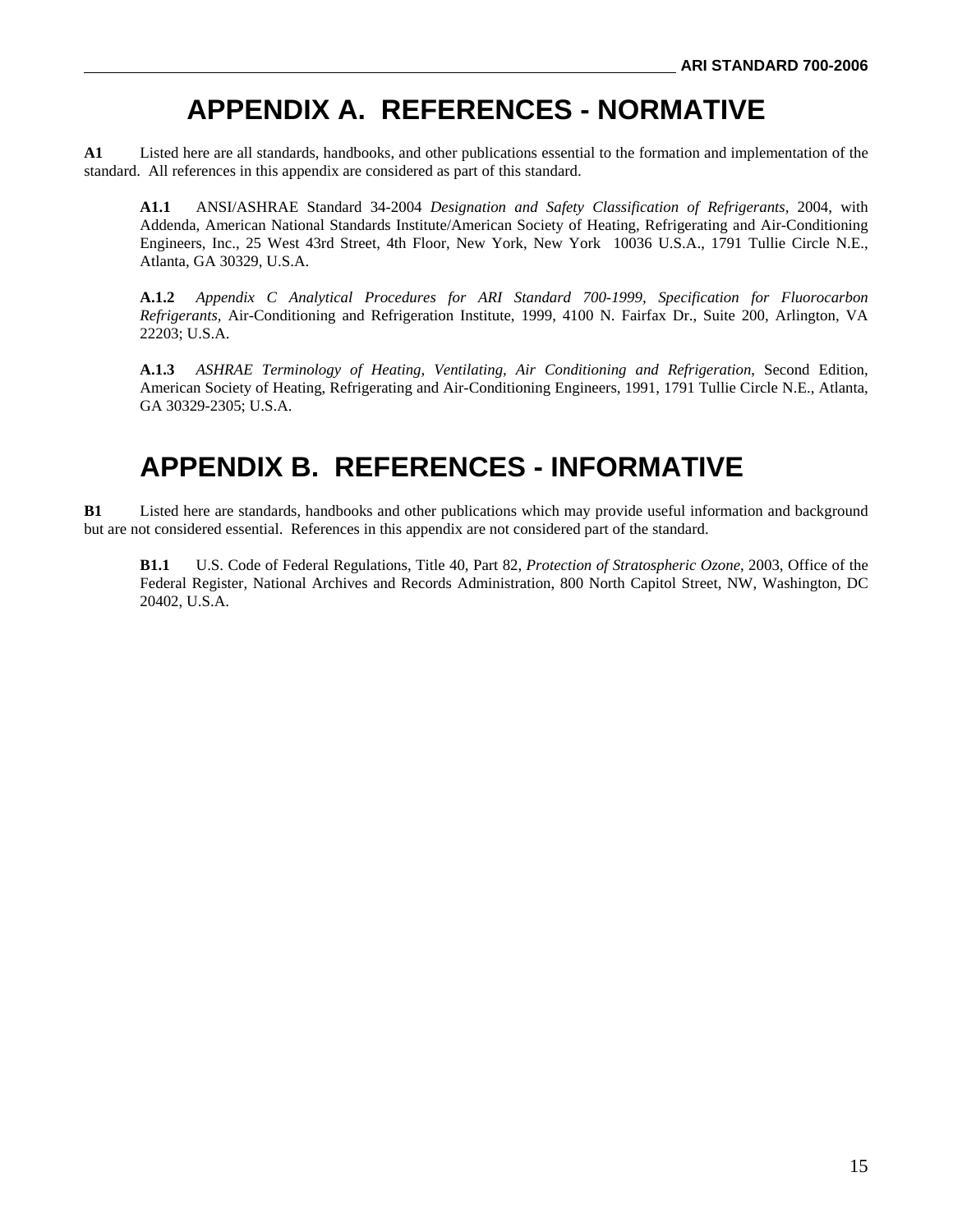# APPENDIX A. REFERENCES - NORMATIVE

**A1** Listed here are all standards, handbooks, and other publications essential to the formation and implementation of the standard. All references in this appendix are considered as part of this standard.

> **A1.1** ANSI/ASHRAE Standard 34-2004 *Designation and Safety Classification of Refrigerants*, 2004, with Addenda, American National Standards Institute/American Society of Heating, Refrigerating and Air-Conditioning Engineers, Inc., 25 West 43rd Street, 4th Floor, New York, New York 10036 U.S.A., 1791 Tullie Circle N.E., Atlanta, GA 30329, U.S.A.
>
> **A.1.2** *Appendix C Analytical Procedures for ARI Standard 700-1999, Specification for Fluorocarbon Refrigerants*, Air-Conditioning and Refrigeration Institute, 1999, 4100 N. Fairfax Dr., Suite 200, Arlington, VA 22203; U.S.A.
>
> **A.1.3** *ASHRAE Terminology of Heating, Ventilating, Air Conditioning and Refrigeration*, Second Edition, American Society of Heating, Refrigerating and Air-Conditioning Engineers, 1991, 1791 Tullie Circle N.E., Atlanta, GA 30329-2305; U.S.A.

# APPENDIX B. REFERENCES - INFORMATIVE

**B1** Listed here are standards, handbooks and other publications which may provide useful information and background but are not considered essential. References in this appendix are not considered part of the standard.

> **B1.1** U.S. Code of Federal Regulations, Title 40, Part 82, *Protection of Stratospheric Ozone*, 2003, Office of the Federal Register, National Archives and Records Administration, 800 North Capitol Street, NW, Washington, DC 20402, U.S.A.